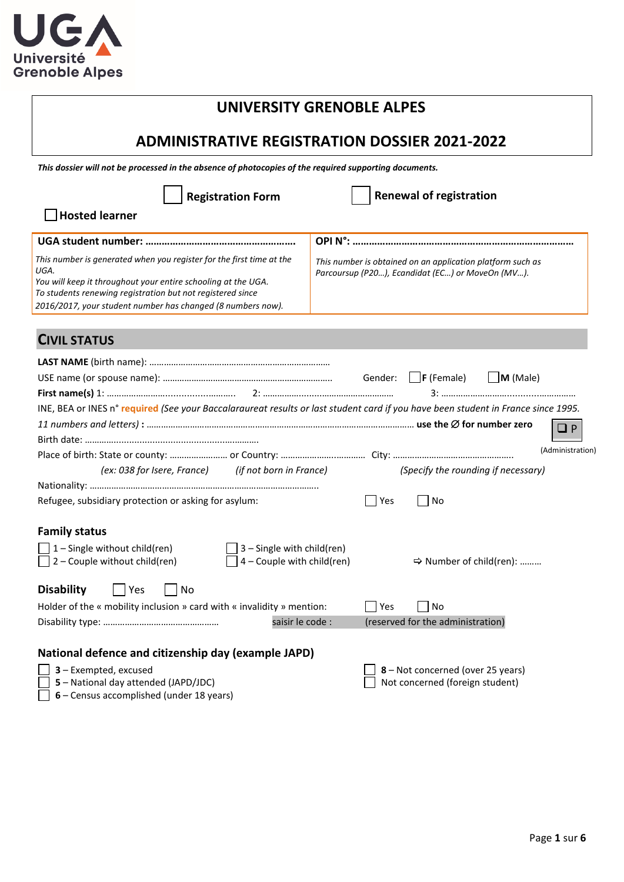# UNIVERSITY GRENOBLE ALPES

# ADMINISTRATIVE REGISTRATION DOSSIER 2021-2022

***This dossier will not be processed in the absence of photocopies of the required supporting documents.***

☐ **Registration Form** ☐ **Renewal of registration**

☐ **Hosted learner**

| **UGA student number: ………………………………………………** | **OPI N°: ……………………………………………………………………** |
|---|---|
| *This number is generated when you register for the first time at the UGA. You will keep it throughout your entire schooling at the UGA. To students renewing registration but not registered since 2016/2017, your student number has changed (8 numbers now).* | *This number is obtained on an application platform such as Parcoursup (P20…), Ecandidat (EC…) or MoveOn (MV…).* |

## CIVIL STATUS

**LAST NAME** (birth name): ………………………………………………………………

USE name (or spouse name): …………………………………………………………… Gender: ☐ **F** (Female) ☐ **M** (Male)

**First name(s)** 1: …………………………………………… 2: ……………………………………………… 3: ………………………………………………

INE, BEA or INES n° **required** *(See your Baccalaraureat results or last student card if you have been student in France since 1995.*

*11 numbers and letters)* **:** ……………………………………………………………………………………… **use the ∅ for number zero** ❑ P (Administration)

Birth date: ………………………………………………………………

Place of birth: State or county: …………………… or Country: ……………………………… City: ……………………………………………

*(ex: 038 for Isere, France)* *(if not born in France)* *(Specify the rounding if necessary)*

Nationality: ……………………………………………………………………………………

Refugee, subsidiary protection or asking for asylum: ☐ Yes ☐ No

### Family status

☐ 1 – Single without child(ren) ☐ 3 – Single with child(ren)

☐ 2 – Couple without child(ren) ☐ 4 – Couple with child(ren) ⇨ Number of child(ren): ………

### Disability ☐ Yes ☐ No

Holder of the « mobility inclusion » card with « invalidity » mention: ☐ Yes ☐ No

Disability type: ……………………………………… saisir le code : (reserved for the administration)

### National defence and citizenship day (example JAPD)

☐ **3** – Exempted, excused

☐ **5** – National day attended (JAPD/JDC)

☐ **6** – Census accomplished (under 18 years)

☐ **8** – Not concerned (over 25 years)

☐ Not concerned (foreign student)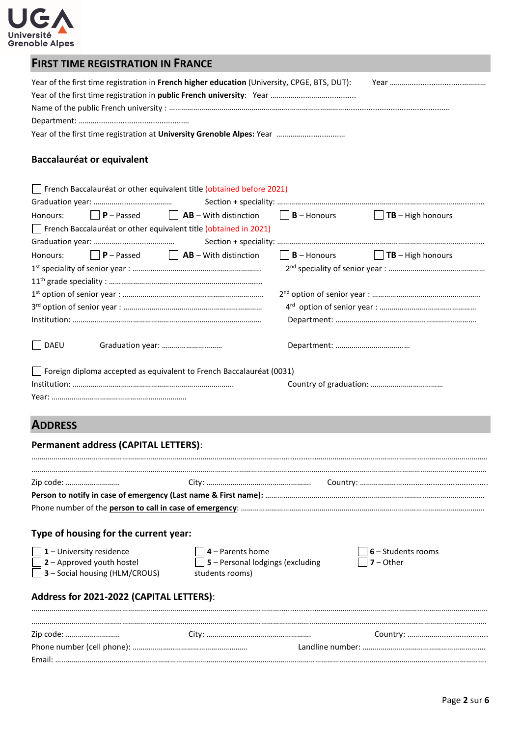## First time registration in France

Year of the first time registration in **French higher education** (University, CPGE, BTS, DUT): Year ……………………………………

Year of the first time registration in **public French university**: Year ……………………………….

Name of the public French university : …………………………………………………………………………………………………………………

Department: ……………………………………………

Year of the first time registration at **University Grenoble Alpes:** Year ……………………………

### Baccalauréat or equivalent

☐ French Baccalauréat or other equivalent title (obtained before 2021)

Graduation year: ………………………………… Section + speciality: ……………………………………………………………………………………

Honours: ☐ **P** – Passed ☐ **AB** – With distinction ☐ **B** – Honours ☐ **TB** – High honours

☐ French Baccalauréat or other equivalent title (obtained in 2021)

Graduation year: ………………………………… Section + speciality: ……………………………………………………………………………………

Honours: ☐ **P** – Passed ☐ **AB** – With distinction ☐ **B** – Honours ☐ **TB** – High honours

1st speciality of senior year : ……………………………………………………… 2nd speciality of senior year : …………………………………………

11th grade speciality : ………………………………………………………………

1st option of senior year : ……………………………………………………… 2nd option of senior year : ……………………………………………

3rd option of senior year : ……………………………………………………… 4rd option of senior year : ……………………………………………

Institution: ………………………………………………………………………………… Department: ……………………………………………………………

☐ DAEU Graduation year: ………………………… Department: ………………………………

☐ Foreign diploma accepted as equivalent to French Baccalauréat (0031)

Institution: …………………………………………………………………… Country of graduation: ………………………………

Year: …………………………………………………………

## Address

### Permanent address (CAPITAL LETTERS):

……………………………………………………………………………………………………………………………………………………………………………

……………………………………………………………………………………………………………………………………………………………………………

Zip code: ……………………… City: ……………………………………………… Country: ……………………………………………………

**Person to notify in case of emergency (Last name & First name):** ……………………………………………………………………………………

Phone number of the **person to call in case of emergency**: ……………………………………………………………………………………………

### Type of housing for the current year:

☐ **1** – University residence
☐ **2** – Approved youth hostel
☐ **3** – Social housing (HLM/CROUS)
☐ **4** – Parents home
☐ **5** – Personal lodgings (excluding students rooms)
☐ **6** – Students rooms
☐ **7** – Other

### Address for 2021-2022 (CAPITAL LETTERS):

……………………………………………………………………………………………………………………………………………………………………………

……………………………………………………………………………………………………………………………………………………………………………

Zip code: ……………………… City: ……………………………………………… Country: ………………………………

Phone number (cell phone): ……………………………………………… Landline number: ……………………………………………

Email: …………………………………………………………………………………………………………………………………………………………………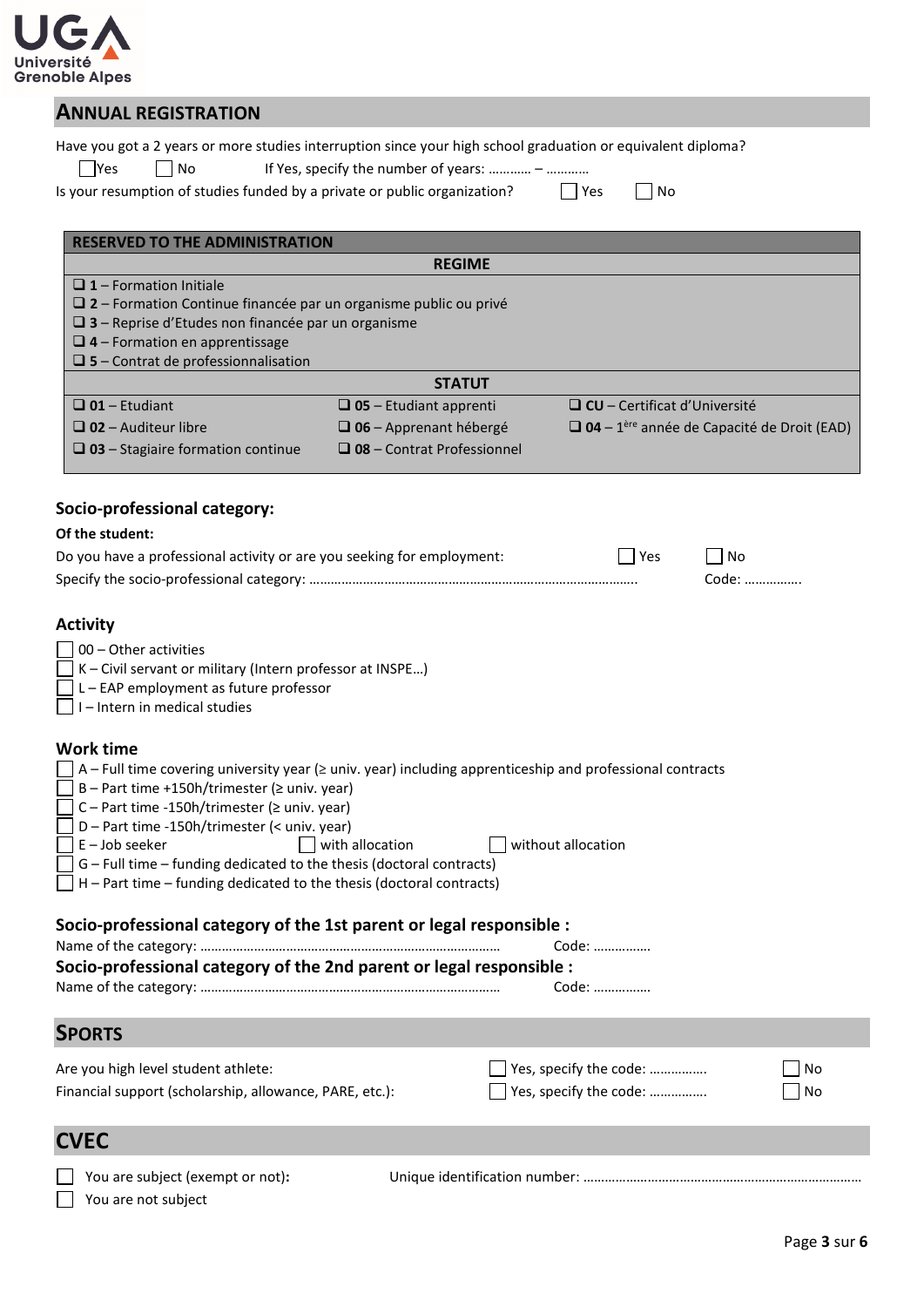## ANNUAL REGISTRATION

Have you got a 2 years or more studies interruption since your high school graduation or equivalent diploma?

☐ Yes ☐ No If Yes, specify the number of years: ………… – …………

Is your resumption of studies funded by a private or public organization? ☐ Yes ☐ No

| RESERVED TO THE ADMINISTRATION | | |
|---|---|---|
| **REGIME** | | |
| ❑ **1** – Formation Initiale<br>❑ **2** – Formation Continue financée par un organisme public ou privé<br>❑ **3** – Reprise d'Etudes non financée par un organisme<br>❑ **4** – Formation en apprentissage<br>❑ **5** – Contrat de professionnalisation | | |
| **STATUT** | | |
| ❑ **01** – Etudiant | ❑ **05** – Etudiant apprenti | ❑ **CU** – Certificat d'Université |
| ❑ **02** – Auditeur libre | ❑ **06** – Apprenant hébergé | ❑ **04** – 1ère année de Capacité de Droit (EAD) |
| ❑ **03** – Stagiaire formation continue | ❑ **08** – Contrat Professionnel | |

### Socio-professional category:

**Of the student:**

Do you have a professional activity or are you seeking for employment: ☐ Yes ☐ No

Specify the socio-professional category: ……………………………………………………………………………….. Code: …………….

### Activity

☐ 00 – Other activities
☐ K – Civil servant or military (Intern professor at INSPE…)
☐ L – EAP employment as future professor
☐ I – Intern in medical studies

### Work time

☐ A – Full time covering university year (≥ univ. year) including apprenticeship and professional contracts
☐ B – Part time +150h/trimester (≥ univ. year)
☐ C – Part time -150h/trimester (≥ univ. year)
☐ D – Part time -150h/trimester (< univ. year)
☐ E – Job seeker ☐ with allocation ☐ without allocation
☐ G – Full time – funding dedicated to the thesis (doctoral contracts)
☐ H – Part time – funding dedicated to the thesis (doctoral contracts)

### Socio-professional category of the 1st parent or legal responsible :

Name of the category: ………………………………………………………………………… Code: …………….

### Socio-professional category of the 2nd parent or legal responsible :

Name of the category: ………………………………………………………………………… Code: …………….

## SPORTS

Are you high level student athlete: ☐ Yes, specify the code: ……………. ☐ No

Financial support (scholarship, allowance, PARE, etc.): ☐ Yes, specify the code: ……………. ☐ No

## CVEC

☐ You are subject (exempt or not): Unique identification number: …………………………………………………………………

☐ You are not subject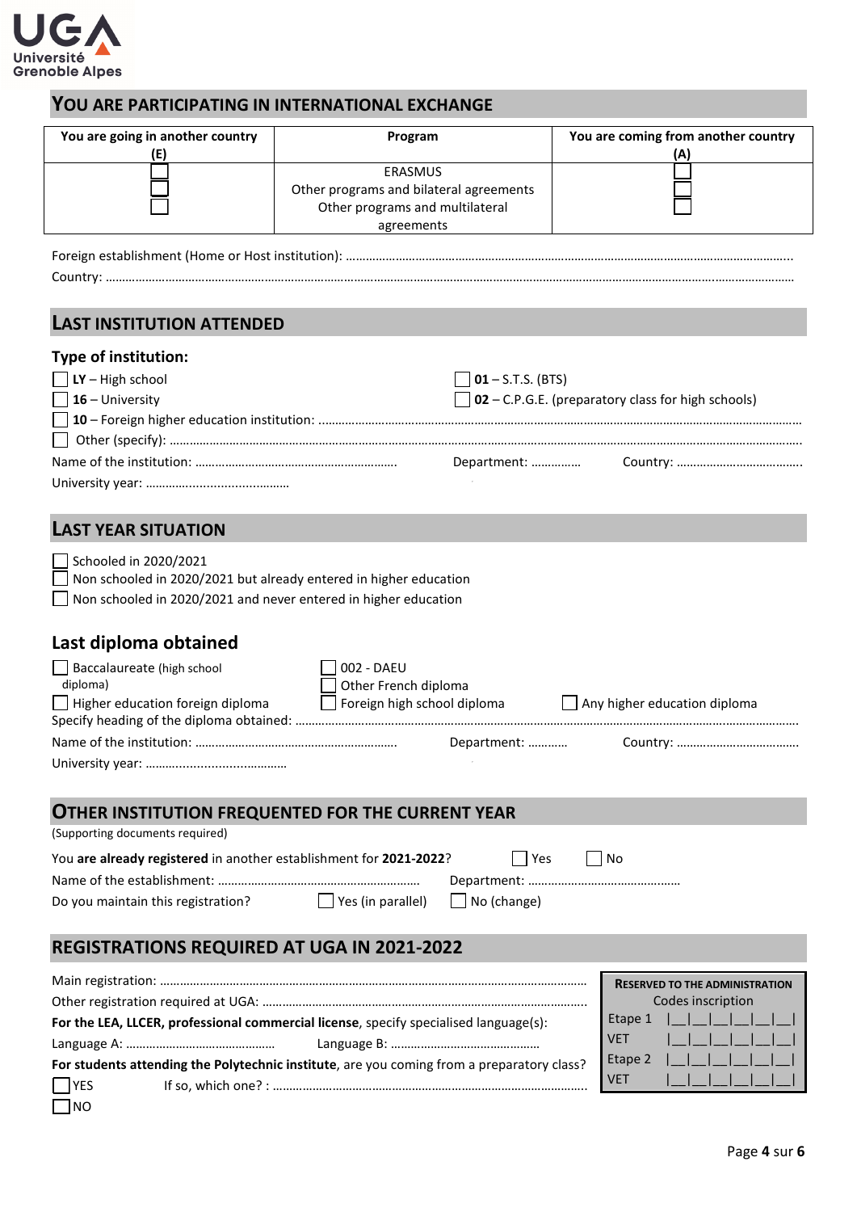## YOU ARE PARTICIPATING IN INTERNATIONAL EXCHANGE

| You are going in another country (E) | Program | You are coming from another country (A) |
|---|---|---|
| ☐ | ERASMUS | ☐ |
| ☐ | Other programs and bilateral agreements | ☐ |
| ☐ | Other programs and multilateral agreements | ☐ |

Foreign establishment (Home or Host institution): ……………………………………………………………………………………………………………..

Country: ……………………………………………………………………………………………………………………………………………………………………

## LAST INSTITUTION ATTENDED

### Type of institution:

☐ **LY** – High school

☐ **01** – S.T.S. (BTS)

☐ **16** – University

☐ **02** – C.P.G.E. (preparatory class for high schools)

☐ **10** – Foreign higher education institution: ……………………………………………………………………………………………………

☐ Other (specify): ……………………………………………………………………………………………………………………………………………

Name of the institution: …………………………………………………… Department: …………… Country: ……………………………….

University year: ……………………………………

## LAST YEAR SITUATION

☐ Schooled in 2020/2021

☐ Non schooled in 2020/2021 but already entered in higher education

☐ Non schooled in 2020/2021 and never entered in higher education

### Last diploma obtained

☐ Baccalaureate (high school diploma)

☐ 002 - DAEU

☐ Other French diploma

☐ Higher education foreign diploma

☐ Foreign high school diploma

☐ Any higher education diploma

Specify heading of the diploma obtained: ……………………………………………………………………………………………………………

Name of the institution: …………………………………………………… Department: ……….. Country: ……………………………….

University year: ……………………………………

## OTHER INSTITUTION FREQUENTED FOR THE CURRENT YEAR

(Supporting documents required)

You **are already registered** in another establishment for **2021-2022**? ☐ Yes ☐ No

Name of the establishment: …………………………………………………… Department: ………………………………………

Do you maintain this registration? ☐ Yes (in parallel) ☐ No (change)

## REGISTRATIONS REQUIRED AT UGA IN 2021-2022

Main registration: ……………………………………………………………………………………………………………………

Other registration required at UGA: ………………………………………………………………………………………

**For the LEA, LLCER, professional commercial license**, specify specialised language(s):

Language A: ……………………………………… Language B: ………………………………………

**For students attending the Polytechnic institute**, are you coming from a preparatory class?

☐ YES If so, which one? : ……………………………………………………………………………………

☐ NO

| **RESERVED TO THE ADMINISTRATION** | |
|---|---|
| Codes inscription | |
| Etape 1 | \|__\|__\|__\|__\|__\|__\| |
| VET | \|__\|__\|__\|__\|__\|__\| |
| Etape 2 | \|__\|__\|__\|__\|__\|__\| |
| VET | \|__\|__\|__\|__\|__\|__\| |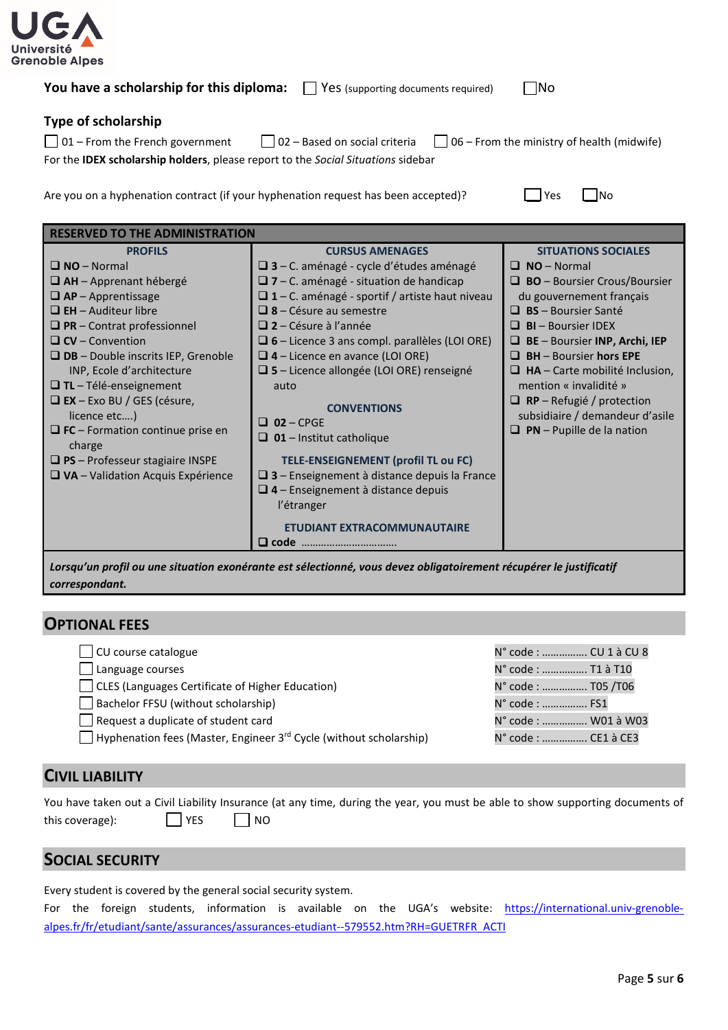Université Grenoble Alpes

**You have a scholarship for this diploma:** ☐ Yes (supporting documents required) ☐ No

**Type of scholarship**

☐ 01 – From the French government ☐ 02 – Based on social criteria ☐ 06 – From the ministry of health (midwife)

For the **IDEX scholarship holders**, please report to the *Social Situations* sidebar

Are you on a hyphenation contract (if your hyphenation request has been accepted)? ☐ Yes ☐ No

| RESERVED TO THE ADMINISTRATION | | |
|---|---|---|
| **PROFILS** | **CURSUS AMENAGES** | **SITUATIONS SOCIALES** |
| ❑ **NO** – Normal<br>❑ **AH** – Apprenant hébergé<br>❑ **AP** – Apprentissage<br>❑ **EH** – Auditeur libre<br>❑ **PR** – Contrat professionnel<br>❑ **CV** – Convention<br>❑ **DB** – Double inscrits IEP, Grenoble INP, Ecole d'architecture<br>❑ **TL** – Télé-enseignement<br>❑ **EX** – Exo BU / GES (césure, licence etc….)<br>❑ **FC** – Formation continue prise en charge<br>❑ **PS** – Professeur stagiaire INSPE<br>❑ **VA** – Validation Acquis Expérience | ❑ **3** – C. aménagé - cycle d'études aménagé<br>❑ **7** – C. aménagé - situation de handicap<br>❑ **1** – C. aménagé - sportif / artiste haut niveau<br>❑ **8** – Césure au semestre<br>❑ **2** – Césure à l'année<br>❑ **6** – Licence 3 ans compl. parallèles (LOI ORE)<br>❑ **4** – Licence en avance (LOI ORE)<br>❑ **5** – Licence allongée (LOI ORE) renseigné auto<br><br>**CONVENTIONS**<br>❑ **02** – CPGE<br>❑ **01** – Institut catholique<br><br>**TELE-ENSEIGNEMENT (profil TL ou FC)**<br>❑ **3** – Enseignement à distance depuis la France<br>❑ **4** – Enseignement à distance depuis l'étranger<br><br>**ETUDIANT EXTRACOMMUNAUTAIRE**<br>❑ **code** ……………………………… | ❑ **NO** – Normal<br>❑ **BO** – Boursier Crous/Boursier du gouvernement français<br>❑ **BS** – Boursier Santé<br>❑ **BI** – Boursier IDEX<br>❑ **BE** – Boursier **INP, Archi, IEP**<br>❑ **BH** – Boursier **hors EPE**<br>❑ **HA** – Carte mobilité Inclusion, mention « invalidité »<br>❑ **RP** – Refugié / protection subsidiaire / demandeur d'asile<br>❑ **PN** – Pupille de la nation |
| ***Lorsqu'un profil ou une situation exonérante est sélectionné, vous devez obligatoirement récupérer le justificatif correspondant.*** | | |

## OPTIONAL FEES

| | |
|---|---|
| ☐ CU course catalogue | N° code : …………… CU 1 à CU 8 |
| ☐ Language courses | N° code : …………… T1 à T10 |
| ☐ CLES (Languages Certificate of Higher Education) | N° code : …………… T05 /T06 |
| ☐ Bachelor FFSU (without scholarship) | N° code : …………… FS1 |
| ☐ Request a duplicate of student card | N° code : …………… W01 à W03 |
| ☐ Hyphenation fees (Master, Engineer 3rd Cycle (without scholarship) | N° code : …………… CE1 à CE3 |

## CIVIL LIABILITY

You have taken out a Civil Liability Insurance (at any time, during the year, you must be able to show supporting documents of this coverage): ☐ YES ☐ NO

## SOCIAL SECURITY

Every student is covered by the general social security system.

For the foreign students, information is available on the UGA's website: https://international.univ-grenoble-alpes.fr/fr/etudiant/sante/assurances/assurances-etudiant--579552.htm?RH=GUETRFR_ACTI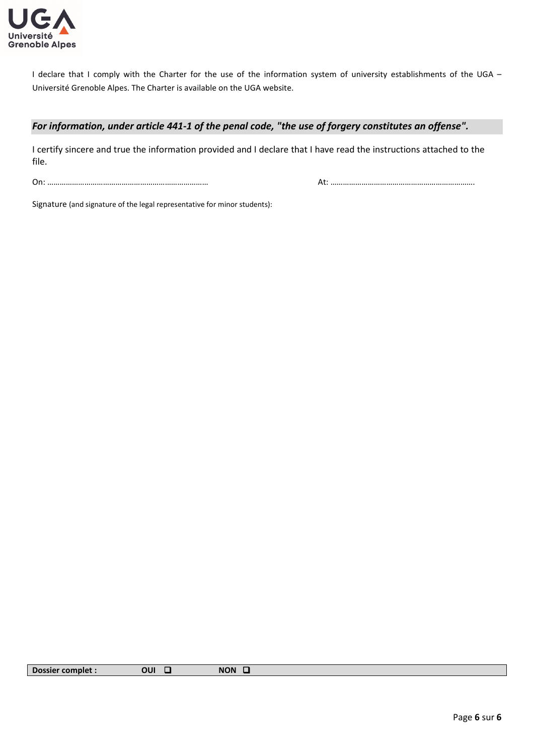I declare that I comply with the Charter for the use of the information system of university establishments of the UGA – Université Grenoble Alpes. The Charter is available on the UGA website.

***For information, under article 441-1 of the penal code, "the use of forgery constitutes an offense".***

I certify sincere and true the information provided and I declare that I have read the instructions attached to the file.

On: ……………………………………………………………… At: …………………………………………………………….

Signature (and signature of the legal representative for minor students):

**Dossier complet :** **OUI** ☐ **NON** ☐